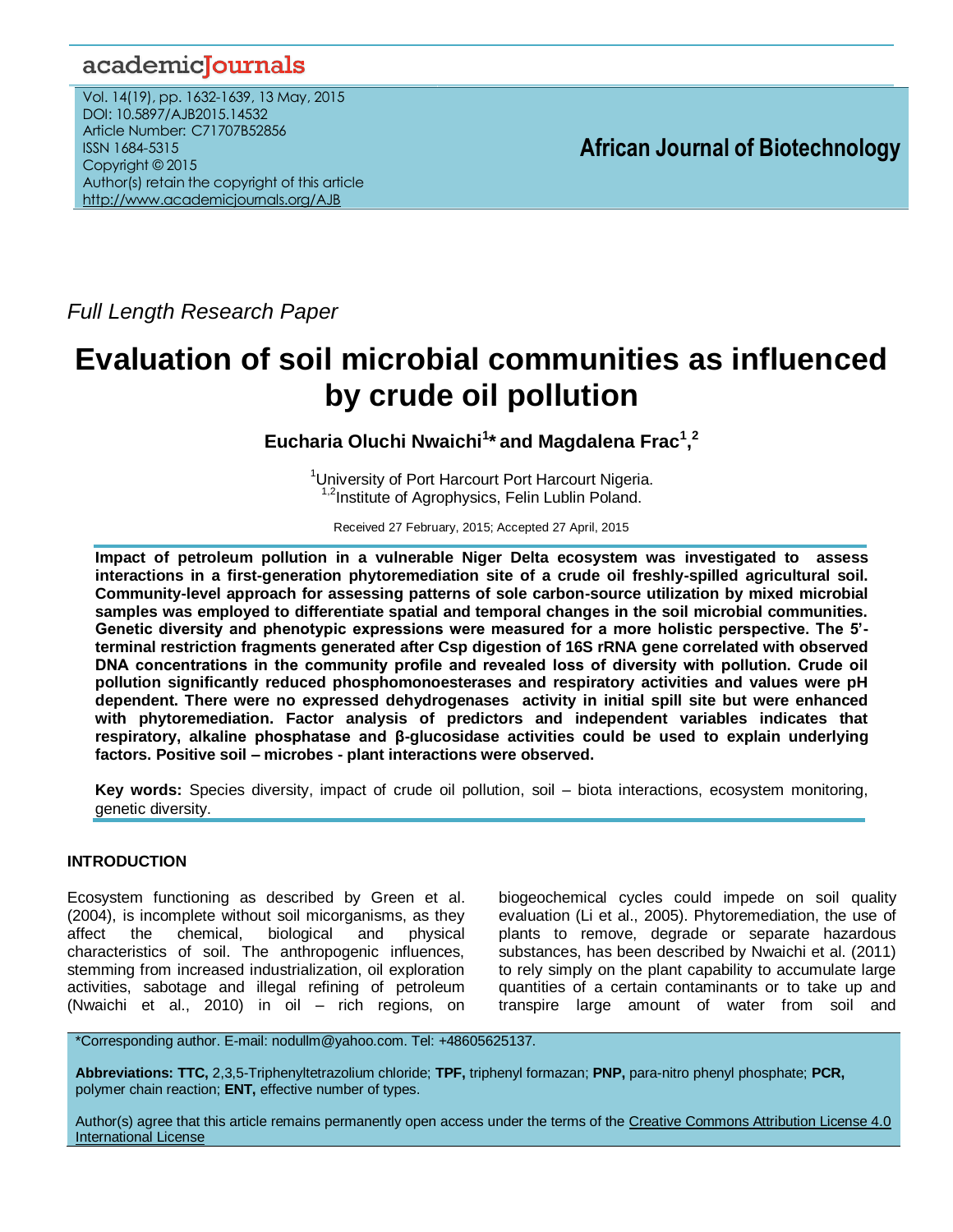Full Length Research Paper

# Evaluation of soil microbial communities as influenced by crude oil pollution

**Eucharia Oluchi Nwaichi[1]* and Magdalena Frac[1,2]**

[1]University of Port Harcourt Port Harcourt Nigeria.
[1,2]Institute of Agrophysics, Felin Lublin Poland.

Received 27 February, 2015; Accepted 27 April, 2015

**Impact of petroleum pollution in a vulnerable Niger Delta ecosystem was investigated to assess interactions in a first-generation phytoremediation site of a crude oil freshly-spilled agricultural soil. Community-level approach for assessing patterns of sole carbon-source utilization by mixed microbial samples was employed to differentiate spatial and temporal changes in the soil microbial communities. Genetic diversity and phenotypic expressions were measured for a more holistic perspective. The 5'-terminal restriction fragments generated after Csp digestion of 16S rRNA gene correlated with observed DNA concentrations in the community profile and revealed loss of diversity with pollution. Crude oil pollution significantly reduced phosphomonoesterases and respiratory activities and values were pH dependent. There were no expressed dehydrogenases activity in initial spill site but were enhanced with phytoremediation. Factor analysis of predictors and independent variables indicates that respiratory, alkaline phosphatase and β-glucosidase activities could be used to explain underlying factors. Positive soil – microbes - plant interactions were observed.**

**Key words:** Species diversity, impact of crude oil pollution, soil – biota interactions, ecosystem monitoring, genetic diversity.

## INTRODUCTION

Ecosystem functioning as described by Green et al. (2004), is incomplete without soil micorganisms, as they affect the chemical, biological and physical characteristics of soil. The anthropogenic influences, stemming from increased industrialization, oil exploration activities, sabotage and illegal refining of petroleum (Nwaichi et al., 2010) in oil – rich regions, on biogeochemical cycles could impede on soil quality evaluation (Li et al., 2005). Phytoremediation, the use of plants to remove, degrade or separate hazardous substances, has been described by Nwaichi et al. (2011) to rely simply on the plant capability to accumulate large quantities of a certain contaminants or to take up and transpire large amount of water from soil and

*Corresponding author. E-mail: nodullm@yahoo.com. Tel: +48605625137.

**Abbreviations: TTC,** 2,3,5-Triphenyltetrazolium chloride; **TPF,** triphenyl formazan; **PNP,** para-nitro phenyl phosphate; **PCR,** polymer chain reaction; **ENT,** effective number of types.

Author(s) agree that this article remains permanently open access under the terms of the Creative Commons Attribution License 4.0 International License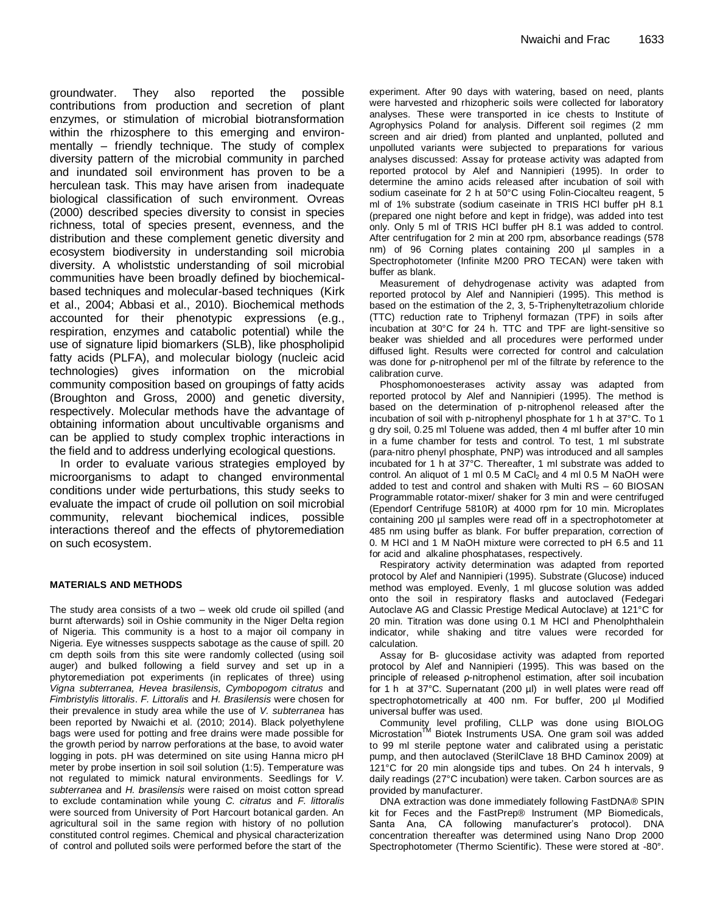groundwater. They also reported the possible contributions from production and secretion of plant enzymes, or stimulation of microbial biotransformation within the rhizosphere to this emerging and environmentally – friendly technique. The study of complex diversity pattern of the microbial community in parched and inundated soil environment has proven to be a herculean task. This may have arisen from inadequate biological classification of such environment. Ovreas (2000) described species diversity to consist in species richness, total of species present, evenness, and the distribution and these complement genetic diversity and ecosystem biodiversity in understanding soil microbia diversity. A wholiststic understanding of soil microbial communities have been broadly defined by biochemical-based techniques and molecular-based techniques (Kirk et al., 2004; Abbasi et al., 2010). Biochemical methods accounted for their phenotypic expressions (e.g., respiration, enzymes and catabolic potential) while the use of signature lipid biomarkers (SLB), like phospholipid fatty acids (PLFA), and molecular biology (nucleic acid technologies) gives information on the microbial community composition based on groupings of fatty acids (Broughton and Gross, 2000) and genetic diversity, respectively. Molecular methods have the advantage of obtaining information about uncultivable organisms and can be applied to study complex trophic interactions in the field and to address underlying ecological questions.

In order to evaluate various strategies employed by microorganisms to adapt to changed environmental conditions under wide perturbations, this study seeks to evaluate the impact of crude oil pollution on soil microbial community, relevant biochemical indices, possible interactions thereof and the effects of phytoremediation on such ecosystem.

## MATERIALS AND METHODS

The study area consists of a two – week old crude oil spilled (and burnt afterwards) soil in Oshie community in the Niger Delta region of Nigeria. This community is a host to a major oil company in Nigeria. Eye witnesses susppects sabotage as the cause of spill. 20 cm depth soils from this site were randomly collected (using soil auger) and bulked following a field survey and set up in a phytoremediation pot experiments (in replicates of three) using *Vigna subterranea, Hevea brasilensis, Cymbopogon citratus* and *Fimbristylis littoralis*. *F. Littoralis* and *H. Brasilensis* were chosen for their prevalence in study area while the use of *V. subterranea* has been reported by Nwaichi et al. (2010; 2014). Black polyethylene bags were used for potting and free drains were made possible for the growth period by narrow perforations at the base, to avoid water logging in pots. pH was determined on site using Hanna micro pH meter by probe insertion in soil soil solution (1:5). Temperature was not regulated to mimick natural environments. Seedlings for *V. subterranea* and *H. brasilensis* were raised on moist cotton spread to exclude contamination while young *C. citratus* and *F. littoralis* were sourced from University of Port Harcourt botanical garden. An agricultural soil in the same region with history of no pollution constituted control regimes. Chemical and physical characterization of control and polluted soils were performed before the start of the experiment. After 90 days with watering, based on need, plants were harvested and rhizopheric soils were collected for laboratory analyses. These were transported in ice chests to Institute of Agrophysics Poland for analysis. Different soil regimes (2 mm screen and air dried) from planted and unplanted, polluted and unpolluted variants were subjected to preparations for various analyses discussed: Assay for protease activity was adapted from reported protocol by Alef and Nannipieri (1995). In order to determine the amino acids released after incubation of soil with sodium caseinate for 2 h at 50°C using Folin-Ciocalteu reagent, 5 ml of 1% substrate (sodium caseinate in TRIS HCl buffer pH 8.1 (prepared one night before and kept in fridge), was added into test only. Only 5 ml of TRIS HCl buffer pH 8.1 was added to control. After centrifugation for 2 min at 200 rpm, absorbance readings (578 nm) of 96 Corning plates containing 200 µl samples in a Spectrophotometer (Infinite M200 PRO TECAN) were taken with buffer as blank.

Measurement of dehydrogenase activity was adapted from reported protocol by Alef and Nannipieri (1995). This method is based on the estimation of the 2, 3, 5-Triphenyltetrazolium chloride (TTC) reduction rate to Triphenyl formazan (TPF) in soils after incubation at 30°C for 24 h. TTC and TPF are light-sensitive so beaker was shielded and all procedures were performed under diffused light. Results were corrected for control and calculation was done for ρ-nitrophenol per ml of the filtrate by reference to the calibration curve.

Phosphomonoesterases activity assay was adapted from reported protocol by Alef and Nannipieri (1995). The method is based on the determination of p-nitrophenol released after the incubation of soil with p-nitrophenyl phosphate for 1 h at 37°C. To 1 g dry soil, 0.25 ml Toluene was added, then 4 ml buffer after 10 min in a fume chamber for tests and control. To test, 1 ml substrate (para-nitro phenyl phosphate, PNP) was introduced and all samples incubated for 1 h at 37°C. Thereafter, 1 ml substrate was added to control. An aliquot of 1 ml 0.5 M $CaCl_2$ and 4 ml 0.5 M NaOH were added to test and control and shaken with Multi RS – 60 BIOSAN Programmable rotator-mixer/ shaker for 3 min and were centrifuged (Ependorf Centrifuge 5810R) at 4000 rpm for 10 min. Microplates containing 200 µl samples were read off in a spectrophotometer at 485 nm using buffer as blank. For buffer preparation, correction of 0. M HCl and 1 M NaOH mixture were corrected to pH 6.5 and 11 for acid and alkaline phosphatases, respectively.

Respiratory activity determination was adapted from reported protocol by Alef and Nannipieri (1995). Substrate (Glucose) induced method was employed. Evenly, 1 ml glucose solution was added onto the soil in respiratory flasks and autoclaved (Fedegari Autoclave AG and Classic Prestige Medical Autoclave) at 121°C for 20 min. Titration was done using 0.1 M HCl and Phenolphthalein indicator, while shaking and titre values were recorded for calculation.

Assay for Β- glucosidase activity was adapted from reported protocol by Alef and Nannipieri (1995). This was based on the principle of released ρ-nitrophenol estimation, after soil incubation for 1 h at 37°C. Supernatant (200 µl) in well plates were read off spectrophotometrically at 400 nm. For buffer, 200 µl Modified universal buffer was used.

Community level profiling, CLLP was done using BIOLOG Microstation™ Biotek Instruments USA. One gram soil was added to 99 ml sterile peptone water and calibrated using a peristaltic pump, and then autoclaved (SterilClave 18 BHD Caminox 2009) at 121°C for 20 min alongside tips and tubes. On 24 h intervals, 9 daily readings (27°C incubation) were taken. Carbon sources are as provided by manufacturer.

DNA extraction was done immediately following FastDNA® SPIN kit for Feces and the FastPrep® Instrument (MP Biomedicals, Santa Ana, CA following manufacturer's protocol). DNA concentration thereafter was determined using Nano Drop 2000 Spectrophotometer (Thermo Scientific). These were stored at -80°.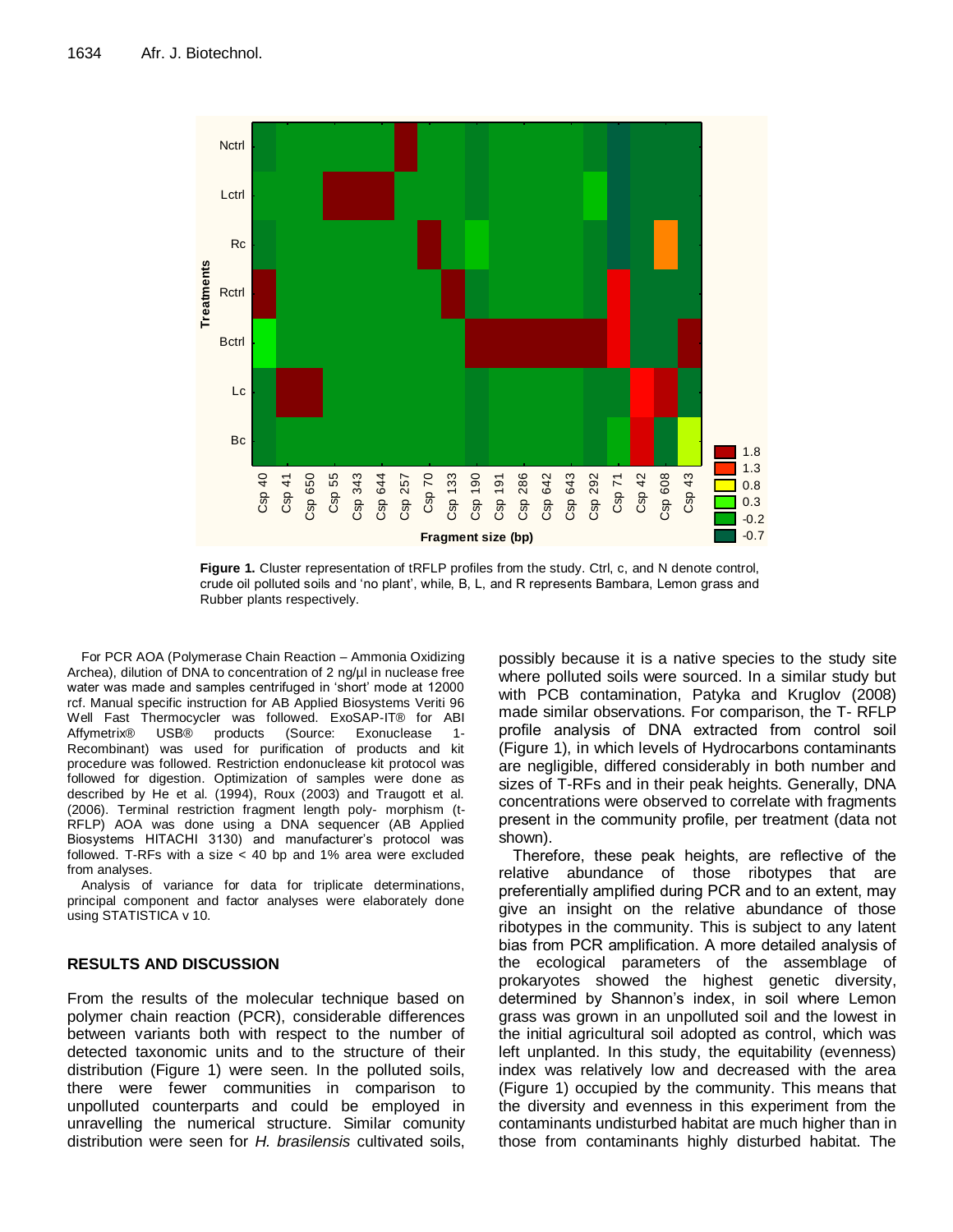Figure 1. Cluster representation of tRFLP profiles from the study. Ctrl, c, and N denote control, crude oil polluted soils and 'no plant', while, B, L, and R represents Bambara, Lemon grass and Rubber plants respectively.

For PCR AOA (Polymerase Chain Reaction – Ammonia Oxidizing Archea), dilution of DNA to concentration of 2 ng/µl in nuclease free water was made and samples centrifuged in 'short' mode at 12000 rcf. Manual specific instruction for AB Applied Biosystems Veriti 96 Well Fast Thermocycler was followed. ExoSAP-IT® for ABI Affymetrix® USB® products (Source: Exonuclease 1-Recombinant) was used for purification of products and kit procedure was followed. Restriction endonuclease kit protocol was followed for digestion. Optimization of samples were done as described by He et al. (1994), Roux (2003) and Traugott et al. (2006). Terminal restriction fragment length poly- morphism (t-RFLP) AOA was done using a DNA sequencer (AB Applied Biosystems HITACHI 3130) and manufacturer's protocol was followed. T-RFs with a size < 40 bp and 1% area were excluded from analyses.

Analysis of variance for data for triplicate determinations, principal component and factor analyses were elaborately done using STATISTICA v 10.

## RESULTS AND DISCUSSION

From the results of the molecular technique based on polymer chain reaction (PCR), considerable differences between variants both with respect to the number of detected taxonomic units and to the structure of their distribution (Figure 1) were seen. In the polluted soils, there were fewer communities in comparison to unpolluted counterparts and could be employed in unravelling the numerical structure. Similar comunity distribution were seen for *H. brasilensis* cultivated soils, possibly because it is a native species to the study site where polluted soils were sourced. In a similar study but with PCB contamination, Patyka and Kruglov (2008) made similar observations. For comparison, the T- RFLP profile analysis of DNA extracted from control soil (Figure 1), in which levels of Hydrocarbons contaminants are negligible, differed considerably in both number and sizes of T-RFs and in their peak heights. Generally, DNA concentrations were observed to correlate with fragments present in the community profile, per treatment (data not shown).

Therefore, these peak heights, are reflective of the relative abundance of those ribotypes that are preferentially amplified during PCR and to an extent, may give an insight on the relative abundance of those ribotypes in the community. This is subject to any latent bias from PCR amplification. A more detailed analysis of the ecological parameters of the assemblage of prokaryotes showed the highest genetic diversity, determined by Shannon's index, in soil where Lemon grass was grown in an unpolluted soil and the lowest in the initial agricultural soil adopted as control, which was left unplanted. In this study, the equitability (evenness) index was relatively low and decreased with the area (Figure 1) occupied by the community. This means that the diversity and evenness in this experiment from the contaminants undisturbed habitat are much higher than in those from contaminants highly disturbed habitat. The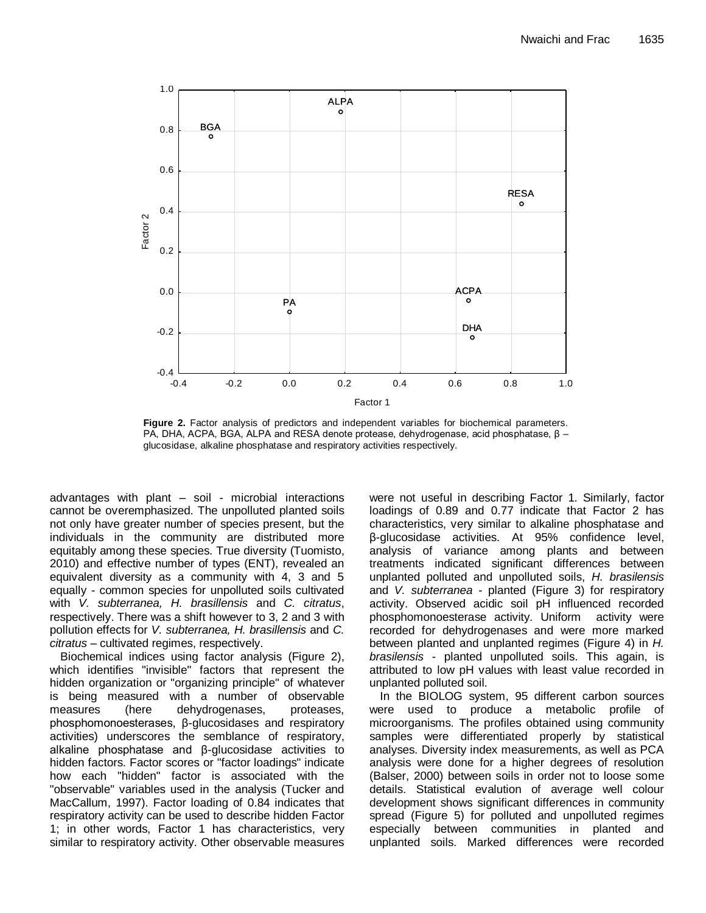Figure 2. Factor analysis of predictors and independent variables for biochemical parameters. PA, DHA, ACPA, BGA, ALPA and RESA denote protease, dehydrogenase, acid phosphatase, β – glucosidase, alkaline phosphatase and respiratory activities respectively.

advantages with plant – soil - microbial interactions cannot be overemphasized. The unpolluted planted soils not only have greater number of species present, but the individuals in the community are distributed more equitably among these species. True diversity (Tuomisto, 2010) and effective number of types (ENT), revealed an equivalent diversity as a community with 4, 3 and 5 equally - common species for unpolluted soils cultivated with *V. subterranea, H. brasillensis* and *C. citratus*, respectively. There was a shift however to 3, 2 and 3 with pollution effects for *V. subterranea, H. brasillensis* and *C. citratus* – cultivated regimes, respectively.

Biochemical indices using factor analysis (Figure 2), which identifies "invisible" factors that represent the hidden organization or "organizing principle" of whatever is being measured with a number of observable measures (here dehydrogenases, proteases, phosphomonoesterases, β-glucosidases and respiratory activities) underscores the semblance of respiratory, alkaline phosphatase and β-glucosidase activities to hidden factors. Factor scores or "factor loadings" indicate how each "hidden" factor is associated with the "observable" variables used in the analysis (Tucker and MacCallum, 1997). Factor loading of 0.84 indicates that respiratory activity can be used to describe hidden Factor 1; in other words, Factor 1 has characteristics, very similar to respiratory activity. Other observable measures were not useful in describing Factor 1. Similarly, factor loadings of 0.89 and 0.77 indicate that Factor 2 has characteristics, very similar to alkaline phosphatase and β-glucosidase activities. At 95% confidence level, analysis of variance among plants and between treatments indicated significant differences between unplanted polluted and unpolluted soils, *H. brasilensis* and *V. subterranea* - planted (Figure 3) for respiratory activity. Observed acidic soil pH influenced recorded phosphomonoesterase activity. Uniform activity were recorded for dehydrogenases and were more marked between planted and unplanted regimes (Figure 4) in *H. brasilensis* - planted unpolluted soils. This again, is attributed to low pH values with least value recorded in unplanted polluted soil.

In the BIOLOG system, 95 different carbon sources were used to produce a metabolic profile of microorganisms. The profiles obtained using community samples were differentiated properly by statistical analyses. Diversity index measurements, as well as PCA analysis were done for a higher degrees of resolution (Balser, 2000) between soils in order not to loose some details. Statistical evalution of average well colour development shows significant differences in community spread (Figure 5) for polluted and unpolluted regimes especially between communities in planted and unplanted soils. Marked differences were recorded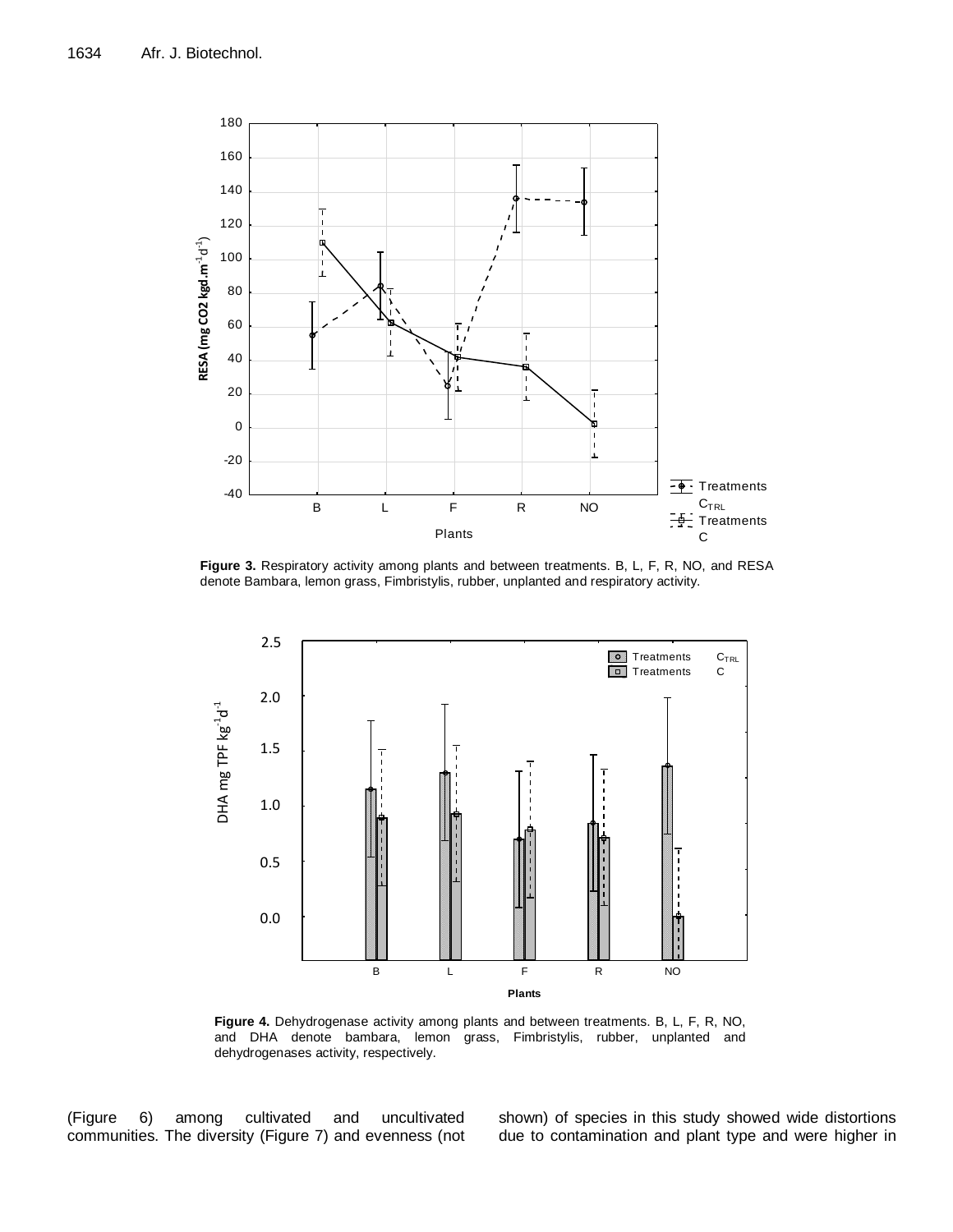**Figure 3.** Respiratory activity among plants and between treatments. B, L, F, R, NO, and RESA denote Bambara, lemon grass, Fimbristylis, rubber, unplanted and respiratory activity.

**Figure 4.** Dehydrogenase activity among plants and between treatments. B, L, F, R, NO, and DHA denote bambara, lemon grass, Fimbristylis, rubber, unplanted and dehydrogenases activity, respectively.

(Figure 6) among cultivated and uncultivated communities. The diversity (Figure 7) and evenness (not shown) of species in this study showed wide distortions due to contamination and plant type and were higher in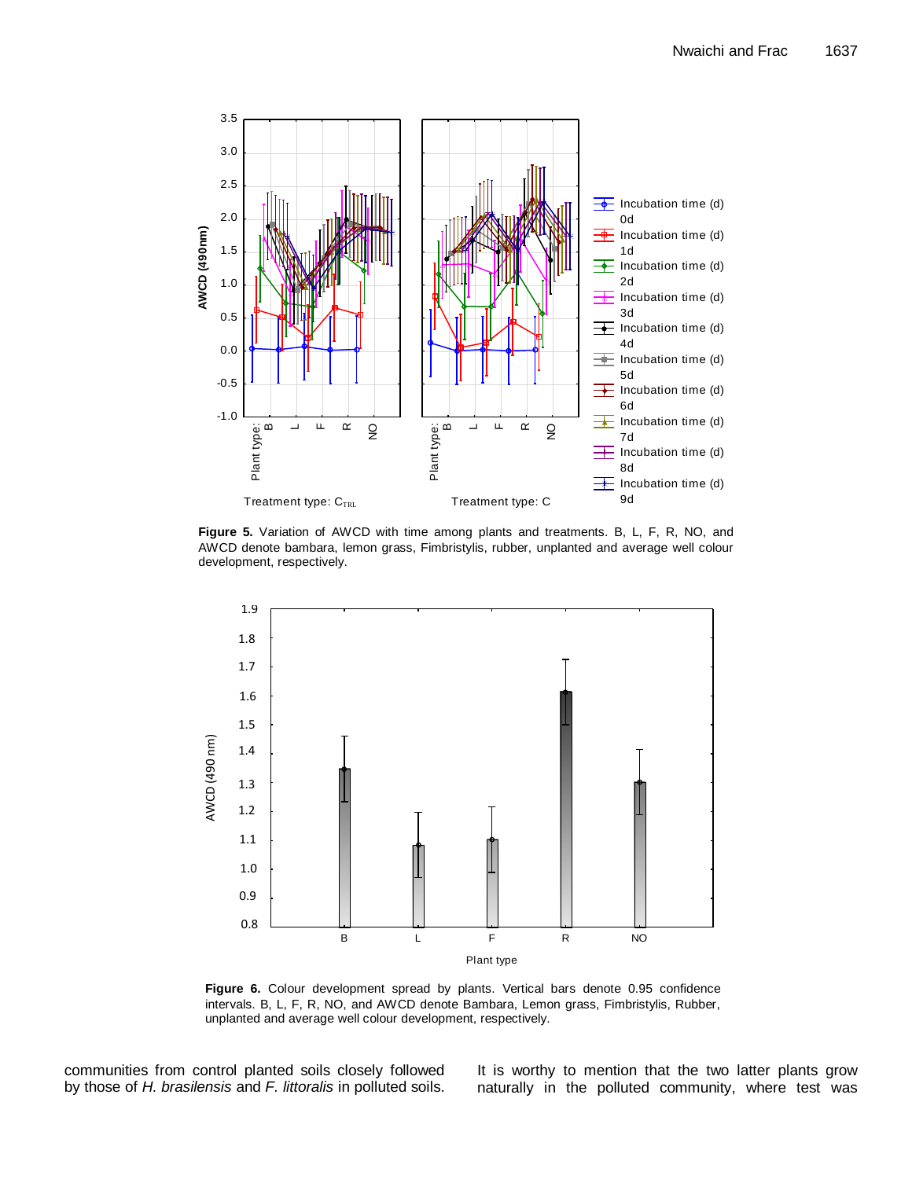**Figure 5.** Variation of AWCD with time among plants and treatments. B, L, F, R, NO, and AWCD denote bambara, lemon grass, Fimbristylis, rubber, unplanted and average well colour development, respectively.

**Figure 6.** Colour development spread by plants. Vertical bars denote 0.95 confidence intervals. B, L, F, R, NO, and AWCD denote Bambara, Lemon grass, Fimbristylis, Rubber, unplanted and average well colour development, respectively.

communities from control planted soils closely followed by those of *H. brasilensis* and *F. littoralis* in polluted soils. It is worthy to mention that the two latter plants grow naturally in the polluted community, where test was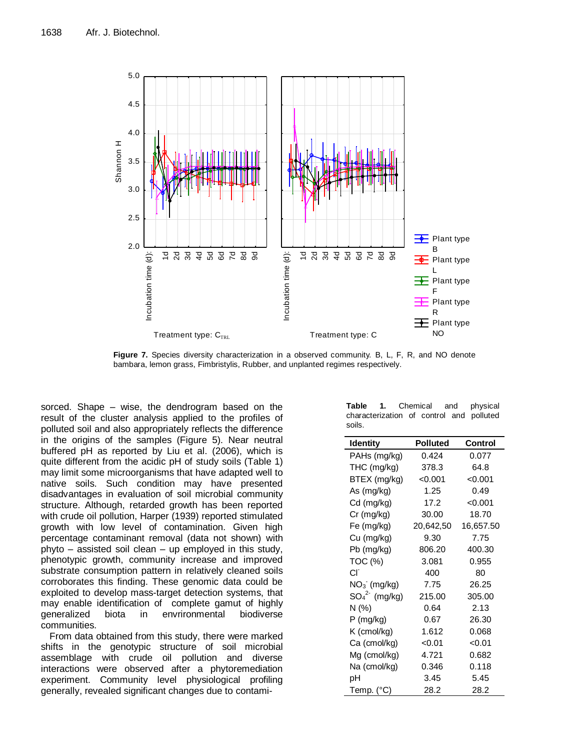**Figure 7.** Species diversity characterization in a observed community. B, L, F, R, and NO denote bambara, lemon grass, Fimbristylis, Rubber, and unplanted regimes respectively.

sorced. Shape – wise, the dendrogram based on the result of the cluster analysis applied to the profiles of polluted soil and also appropriately reflects the difference in the origins of the samples (Figure 5). Near neutral buffered pH as reported by Liu et al. (2006), which is quite different from the acidic pH of study soils (Table 1) may limit some microorganisms that have adapted well to native soils. Such condition may have presented disadvantages in evaluation of soil microbial community structure. Although, retarded growth has been reported with crude oil pollution, Harper (1939) reported stimulated growth with low level of contamination. Given high percentage contaminant removal (data not shown) with phyto – assisted soil clean – up employed in this study, phenotypic growth, community increase and improved substrate consumption pattern in relatively cleaned soils corroborates this finding. These genomic data could be exploited to develop mass-target detection systems, that may enable identification of complete gamut of highly generalized biota in envrironmental biodiverse communities.

From data obtained from this study, there were marked shifts in the genotypic structure of soil microbial assemblage with crude oil pollution and diverse interactions were observed after a phytoremediation experiment. Community level physiological profiling generally, revealed significant changes due to contami-

**Table 1.** Chemical and physical characterization of control and polluted soils.

| Identity | Polluted | Control |
|---|---|---|
| PAHs (mg/kg) | 0.424 | 0.077 |
| THC (mg/kg) | 378.3 | 64.8 |
| BTEX (mg/kg) | <0.001 | <0.001 |
| As (mg/kg) | 1.25 | 0.49 |
| Cd (mg/kg) | 17.2 | <0.001 |
| Cr (mg/kg) | 30.00 | 18.70 |
| Fe (mg/kg) | 20,642,50 | 16,657.50 |
| Cu (mg/kg) | 9.30 | 7.75 |
| Pb (mg/kg) | 806.20 | 400.30 |
| TOC (%) | 3.081 | 0.955 |
| $Cl^-$ | 400 | 80 |
| $NO_3^-$ (mg/kg) | 7.75 | 26.25 |
| $SO_4^{2-}$ (mg/kg) | 215.00 | 305.00 |
| N (%) | 0.64 | 2.13 |
| P (mg/kg) | 0.67 | 26.30 |
| K (cmol/kg) | 1.612 | 0.068 |
| Ca (cmol/kg) | <0.01 | <0.01 |
| Mg (cmol/kg) | 4.721 | 0.682 |
| Na (cmol/kg) | 0.346 | 0.118 |
| pH | 3.45 | 5.45 |
| Temp. (°C) | 28.2 | 28.2 |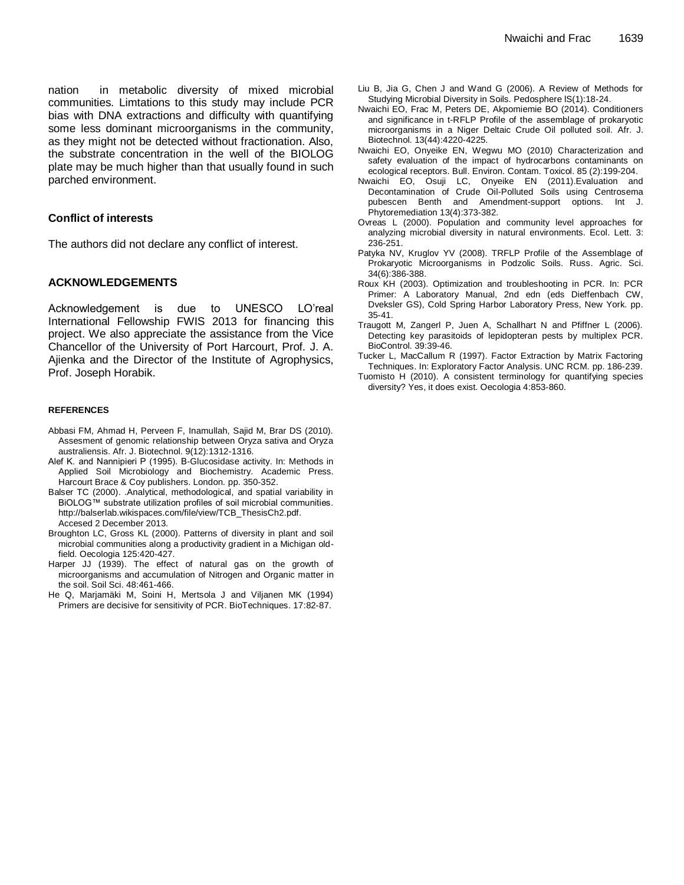nation in metabolic diversity of mixed microbial communities. Limtations to this study may include PCR bias with DNA extractions and difficulty with quantifying some less dominant microorganisms in the community, as they might not be detected without fractionation. Also, the substrate concentration in the well of the BIOLOG plate may be much higher than that usually found in such parched environment.

### Conflict of interests

The authors did not declare any conflict of interest.

### ACKNOWLEDGEMENTS

Acknowledgement is due to UNESCO LO'real International Fellowship FWIS 2013 for financing this project. We also appreciate the assistance from the Vice Chancellor of the University of Port Harcourt, Prof. J. A. Ajienka and the Director of the Institute of Agrophysics, Prof. Joseph Horabik.

### REFERENCES

Abbasi FM, Ahmad H, Perveen F, Inamullah, Sajid M, Brar DS (2010). Assesment of genomic relationship between Oryza sativa and Oryza australiensis. Afr. J. Biotechnol. 9(12):1312-1316.

Alef K. and Nannipieri P (1995). B-Glucosidase activity. In: Methods in Applied Soil Microbiology and Biochemistry. Academic Press. Harcourt Brace & Coy publishers. London. pp. 350-352.

Balser TC (2000). .Analytical, methodological, and spatial variability in BiOLOG™ substrate utilization profiles of soil microbial communities. http://balserlab.wikispaces.com/file/view/TCB_ThesisCh2.pdf. Accesed 2 December 2013.

Broughton LC, Gross KL (2000). Patterns of diversity in plant and soil microbial communities along a productivity gradient in a Michigan old-field. Oecologia 125:420-427.

Harper JJ (1939). The effect of natural gas on the growth of microorganisms and accumulation of Nitrogen and Organic matter in the soil. Soil Sci. 48:461-466.

He Q, Marjamäki M, Soini H, Mertsola J and Viljanen MK (1994) Primers are decisive for sensitivity of PCR. BioTechniques. 17:82-87.

Liu B, Jia G, Chen J and Wand G (2006). A Review of Methods for Studying Microbial Diversity in Soils. Pedosphere lS(1):18-24.

Nwaichi EO, Frac M, Peters DE, Akpomiemie BO (2014). Conditioners and significance in t-RFLP Profile of the assemblage of prokaryotic microorganisms in a Niger Deltaic Crude Oil polluted soil. Afr. J. Biotechnol. 13(44):4220-4225.

Nwaichi EO, Onyeike EN, Wegwu MO (2010) Characterization and safety evaluation of the impact of hydrocarbons contaminants on ecological receptors. Bull. Environ. Contam. Toxicol. 85 (2):199-204.

Nwaichi EO, Osuji LC, Onyeike EN (2011).Evaluation and Decontamination of Crude Oil-Polluted Soils using Centrosema pubescen Benth and Amendment-support options. Int J. Phytoremediation 13(4):373-382.

Ovreas L (2000). Population and community level approaches for analyzing microbial diversity in natural environments. Ecol. Lett. 3: 236-251.

Patyka NV, Kruglov YV (2008). TRFLP Profile of the Assemblage of Prokaryotic Microorganisms in Podzolic Soils. Russ. Agric. Sci. 34(6):386-388.

Roux KH (2003). Optimization and troubleshooting in PCR. In: PCR Primer: A Laboratory Manual, 2nd edn (eds Dieffenbach CW, Dveksler GS), Cold Spring Harbor Laboratory Press, New York. pp. 35-41.

Traugott M, Zangerl P, Juen A, Schallhart N and Pfiffner L (2006). Detecting key parasitoids of lepidopteran pests by multiplex PCR. BioControl. 39:39-46.

Tucker L, MacCallum R (1997). Factor Extraction by Matrix Factoring Techniques. In: Exploratory Factor Analysis. UNC RCM. pp. 186-239.

Tuomisto H (2010). A consistent terminology for quantifying species diversity? Yes, it does exist. Oecologia 4:853-860.